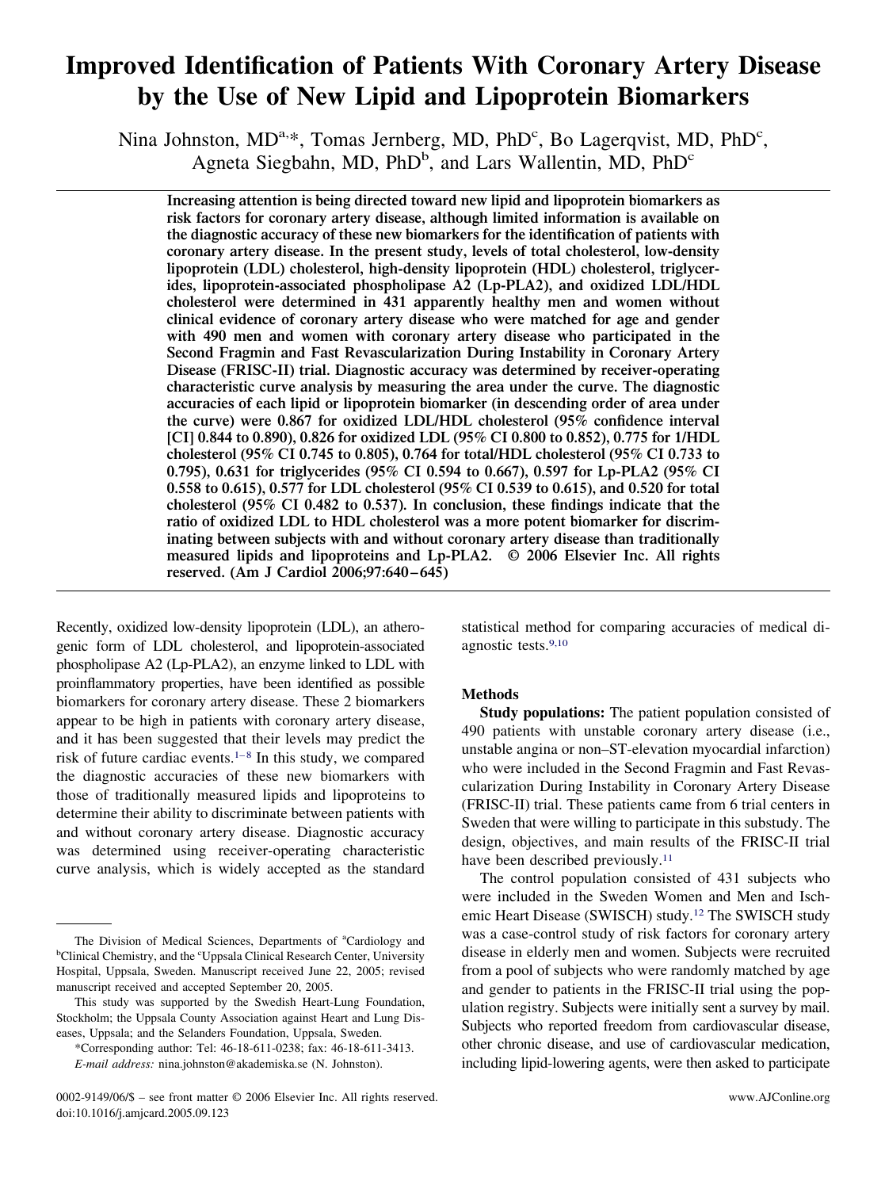# Improved Identification of Patients With Coronary Artery Disease by the Use of New Lipid and Lipoprotein Biomarkers

Nina Johnston, MD[a,*], Tomas Jernberg, MD, PhD[c], Bo Lagerqvist, MD, PhD[c], Agneta Siegbahn, MD, PhD[b], and Lars Wallentin, MD, PhD[c]

**Increasing attention is being directed toward new lipid and lipoprotein biomarkers as risk factors for coronary artery disease, although limited information is available on the diagnostic accuracy of these new biomarkers for the identification of patients with coronary artery disease. In the present study, levels of total cholesterol, low-density lipoprotein (LDL) cholesterol, high-density lipoprotein (HDL) cholesterol, triglycerides, lipoprotein-associated phospholipase A2 (Lp-PLA2), and oxidized LDL/HDL cholesterol were determined in 431 apparently healthy men and women without clinical evidence of coronary artery disease who were matched for age and gender with 490 men and women with coronary artery disease who participated in the Second Fragmin and Fast Revascularization During Instability in Coronary Artery Disease (FRISC-II) trial. Diagnostic accuracy was determined by receiver-operating characteristic curve analysis by measuring the area under the curve. The diagnostic accuracies of each lipid or lipoprotein biomarker (in descending order of area under the curve) were 0.867 for oxidized LDL/HDL cholesterol (95% confidence interval [CI] 0.844 to 0.890), 0.826 for oxidized LDL (95% CI 0.800 to 0.852), 0.775 for 1/HDL cholesterol (95% CI 0.745 to 0.805), 0.764 for total/HDL cholesterol (95% CI 0.733 to 0.795), 0.631 for triglycerides (95% CI 0.594 to 0.667), 0.597 for Lp-PLA2 (95% CI 0.558 to 0.615), 0.577 for LDL cholesterol (95% CI 0.539 to 0.615), and 0.520 for total cholesterol (95% CI 0.482 to 0.537). In conclusion, these findings indicate that the ratio of oxidized LDL to HDL cholesterol was a more potent biomarker for discriminating between subjects with and without coronary artery disease than traditionally measured lipids and lipoproteins and Lp-PLA2. © 2006 Elsevier Inc. All rights reserved. (Am J Cardiol 2006;97:640–645)**

Recently, oxidized low-density lipoprotein (LDL), an atherogenic form of LDL cholesterol, and lipoprotein-associated phospholipase A2 (Lp-PLA2), an enzyme linked to LDL with proinflammatory properties, have been identified as possible biomarkers for coronary artery disease. These 2 biomarkers appear to be high in patients with coronary artery disease, and it has been suggested that their levels may predict the risk of future cardiac events.[1–8] In this study, we compared the diagnostic accuracies of these new biomarkers with those of traditionally measured lipids and lipoproteins to determine their ability to discriminate between patients with and without coronary artery disease. Diagnostic accuracy was determined using receiver-operating characteristic curve analysis, which is widely accepted as the standard statistical method for comparing accuracies of medical diagnostic tests.[9,10]

## Methods

**Study populations:** The patient population consisted of 490 patients with unstable coronary artery disease (i.e., unstable angina or non–ST-elevation myocardial infarction) who were included in the Second Fragmin and Fast Revascularization During Instability in Coronary Artery Disease (FRISC-II) trial. These patients came from 6 trial centers in Sweden that were willing to participate in this substudy. The design, objectives, and main results of the FRISC-II trial have been described previously.[11]

The control population consisted of 431 subjects who were included in the Sweden Women and Men and Ischemic Heart Disease (SWISCH) study.[12] The SWISCH study was a case-control study of risk factors for coronary artery disease in elderly men and women. Subjects were recruited from a pool of subjects who were randomly matched by age and gender to patients in the FRISC-II trial using the population registry. Subjects were initially sent a survey by mail. Subjects who reported freedom from cardiovascular disease, other chronic disease, and use of cardiovascular medication, including lipid-lowering agents, were then asked to participate

---

The Division of Medical Sciences, Departments of [a]Cardiology and [b]Clinical Chemistry, and the [c]Uppsala Clinical Research Center, University Hospital, Uppsala, Sweden. Manuscript received June 22, 2005; revised manuscript received and accepted September 20, 2005.

This study was supported by the Swedish Heart-Lung Foundation, Stockholm; the Uppsala County Association against Heart and Lung Diseases, Uppsala; and the Selanders Foundation, Uppsala, Sweden.

*Corresponding author: Tel: 46-18-611-0238; fax: 46-18-611-3413.
*E-mail address:* nina.johnston@akademiska.se (N. Johnston).

0002-9149/06/$ – see front matter © 2006 Elsevier Inc. All rights reserved.
doi:10.1016/j.amjcard.2005.09.123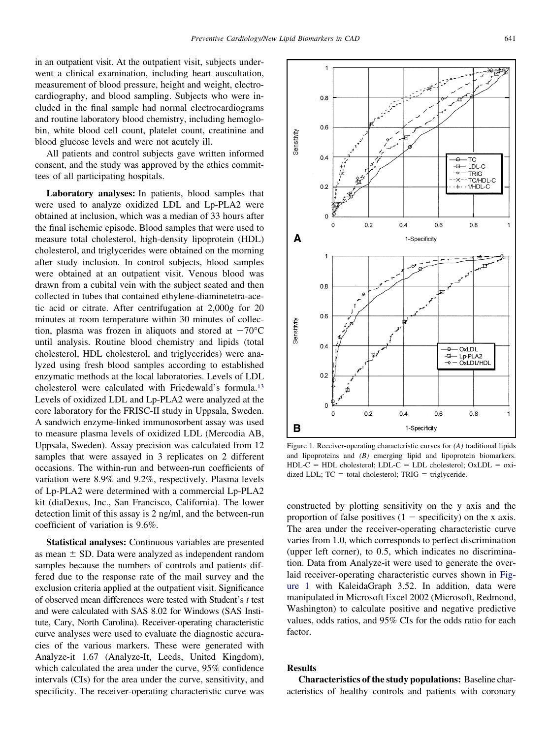in an outpatient visit. At the outpatient visit, subjects underwent a clinical examination, including heart auscultation, measurement of blood pressure, height and weight, electrocardiography, and blood sampling. Subjects who were included in the final sample had normal electrocardiograms and routine laboratory blood chemistry, including hemoglobin, white blood cell count, platelet count, creatinine and blood glucose levels and were not acutely ill.

All patients and control subjects gave written informed consent, and the study was approved by the ethics committees of all participating hospitals.

**Laboratory analyses:** In patients, blood samples that were used to analyze oxidized LDL and Lp-PLA2 were obtained at inclusion, which was a median of 33 hours after the final ischemic episode. Blood samples that were used to measure total cholesterol, high-density lipoprotein (HDL) cholesterol, and triglycerides were obtained on the morning after study inclusion. In control subjects, blood samples were obtained at an outpatient visit. Venous blood was drawn from a cubital vein with the subject seated and then collected in tubes that contained ethylene-diaminetetra-acetic acid or citrate. After centrifugation at 2,000*g* for 20 minutes at room temperature within 30 minutes of collection, plasma was frozen in aliquots and stored at −70°C until analysis. Routine blood chemistry and lipids (total cholesterol, HDL cholesterol, and triglycerides) were analyzed using fresh blood samples according to established enzymatic methods at the local laboratories. Levels of LDL cholesterol were calculated with Friedewald's formula.[13] Levels of oxidized LDL and Lp-PLA2 were analyzed at the core laboratory for the FRISC-II study in Uppsala, Sweden. A sandwich enzyme-linked immunosorbent assay was used to measure plasma levels of oxidized LDL (Mercodia AB, Uppsala, Sweden). Assay precision was calculated from 12 samples that were assayed in 3 replicates on 2 different occasions. The within-run and between-run coefficients of variation were 8.9% and 9.2%, respectively. Plasma levels of Lp-PLA2 were determined with a commercial Lp-PLA2 kit (diaDexus, Inc., San Francisco, California). The lower detection limit of this assay is 2 ng/ml, and the between-run coefficient of variation is 9.6%.

**Statistical analyses:** Continuous variables are presented as mean ± SD. Data were analyzed as independent random samples because the numbers of controls and patients differed due to the response rate of the mail survey and the exclusion criteria applied at the outpatient visit. Significance of observed mean differences were tested with Student's *t* test and were calculated with SAS 8.02 for Windows (SAS Institute, Cary, North Carolina). Receiver-operating characteristic curve analyses were used to evaluate the diagnostic accuracies of the various markers. These were generated with Analyze-it 1.67 (Analyze-It, Leeds, United Kingdom), which calculated the area under the curve, 95% confidence intervals (CIs) for the area under the curve, sensitivity, and specificity. The receiver-operating characteristic curve was constructed by plotting sensitivity on the y axis and the proportion of false positives (1 − specificity) on the x axis. The area under the receiver-operating characteristic curve varies from 1.0, which corresponds to perfect discrimination (upper left corner), to 0.5, which indicates no discrimination. Data from Analyze-it were used to generate the overlaid receiver-operating characteristic curves shown in Figure 1 with KaleidaGraph 3.52. In addition, data were manipulated in Microsoft Excel 2002 (Microsoft, Redmond, Washington) to calculate positive and negative predictive values, odds ratios, and 95% CIs for the odds ratio for each factor.

Figure 1. Receiver-operating characteristic curves for *(A)* traditional lipids and lipoproteins and *(B)* emerging lipid and lipoprotein biomarkers. HDL-C = HDL cholesterol; LDL-C = LDL cholesterol; OxLDL = oxidized LDL; TC = total cholesterol; TRIG = triglyceride.

## Results

**Characteristics of the study populations:** Baseline characteristics of healthy controls and patients with coronary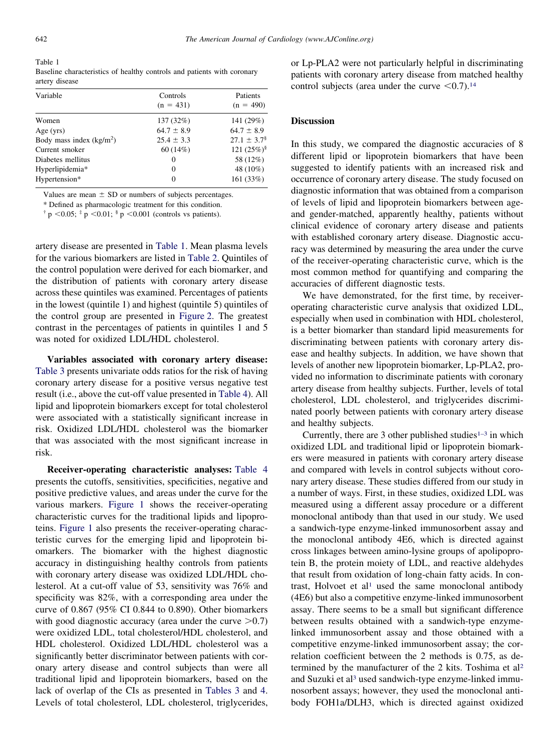Table 1
Baseline characteristics of healthy controls and patients with coronary artery disease

| Variable | Controls (n = 431) | Patients (n = 490) |
|---|---|---|
| Women | 137 (32%) | 141 (29%) |
| Age (yrs) | 64.7 ± 8.9 | 64.7 ± 8.9 |
| Body mass index (kg/m$^2$) | 25.4 ± 3.3 | 27.1 ± 3.7[§] |
| Current smoker | 60 (14%) | 121 (25%)[§] |
| Diabetes mellitus | 0 | 58 (12%) |
| Hyperlipidemia* | 0 | 48 (10%) |
| Hypertension* | 0 | 161 (33%) |

Values are mean ± SD or numbers of subjects percentages.

* Defined as pharmacologic treatment for this condition.

† $p < 0.05$; ‡ $p < 0.01$; § $p < 0.001$ (controls vs patients).

artery disease are presented in Table 1. Mean plasma levels for the various biomarkers are listed in Table 2. Quintiles of the control population were derived for each biomarker, and the distribution of patients with coronary artery disease across these quintiles was examined. Percentages of patients in the lowest (quintile 1) and highest (quintile 5) quintiles of the control group are presented in Figure 2. The greatest contrast in the percentages of patients in quintiles 1 and 5 was noted for oxidized LDL/HDL cholesterol.

**Variables associated with coronary artery disease:** Table 3 presents univariate odds ratios for the risk of having coronary artery disease for a positive versus negative test result (i.e., above the cut-off value presented in Table 4). All lipid and lipoprotein biomarkers except for total cholesterol were associated with a statistically significant increase in risk. Oxidized LDL/HDL cholesterol was the biomarker that was associated with the most significant increase in risk.

**Receiver-operating characteristic analyses:** Table 4 presents the cutoffs, sensitivities, specificities, negative and positive predictive values, and areas under the curve for the various markers. Figure 1 shows the receiver-operating characteristic curves for the traditional lipids and lipoproteins. Figure 1 also presents the receiver-operating characteristic curves for the emerging lipid and lipoprotein biomarkers. The biomarker with the highest diagnostic accuracy in distinguishing healthy controls from patients with coronary artery disease was oxidized LDL/HDL cholesterol. At a cut-off value of 53, sensitivity was 76% and specificity was 82%, with a corresponding area under the curve of 0.867 (95% CI 0.844 to 0.890). Other biomarkers with good diagnostic accuracy (area under the curve >0.7) were oxidized LDL, total cholesterol/HDL cholesterol, and HDL cholesterol. Oxidized LDL/HDL cholesterol was a significantly better discriminator between patients with coronary artery disease and control subjects than were all traditional lipid and lipoprotein biomarkers, based on the lack of overlap of the CIs as presented in Tables 3 and 4. Levels of total cholesterol, LDL cholesterol, triglycerides, or Lp-PLA2 were not particularly helpful in discriminating patients with coronary artery disease from matched healthy control subjects (area under the curve <0.7).[14]

## Discussion

In this study, we compared the diagnostic accuracies of 8 different lipid or lipoprotein biomarkers that have been suggested to identify patients with an increased risk and occurrence of coronary artery disease. The study focused on diagnostic information that was obtained from a comparison of levels of lipid and lipoprotein biomarkers between age- and gender-matched, apparently healthy, patients without clinical evidence of coronary artery disease and patients with established coronary artery disease. Diagnostic accuracy was determined by measuring the area under the curve of the receiver-operating characteristic curve, which is the most common method for quantifying and comparing the accuracies of different diagnostic tests.

We have demonstrated, for the first time, by receiver-operating characteristic curve analysis that oxidized LDL, especially when used in combination with HDL cholesterol, is a better biomarker than standard lipid measurements for discriminating between patients with coronary artery disease and healthy subjects. In addition, we have shown that levels of another new lipoprotein biomarker, Lp-PLA2, provided no information to discriminate patients with coronary artery disease from healthy subjects. Further, levels of total cholesterol, LDL cholesterol, and triglycerides discriminated poorly between patients with coronary artery disease and healthy subjects.

Currently, there are 3 other published studies[1–3] in which oxidized LDL and traditional lipid or lipoprotein biomarkers were measured in patients with coronary artery disease and compared with levels in control subjects without coronary artery disease. These studies differed from our study in a number of ways. First, in these studies, oxidized LDL was measured using a different assay procedure or a different monoclonal antibody than that used in our study. We used a sandwich-type enzyme-linked immunosorbent assay and the monoclonal antibody 4E6, which is directed against cross linkages between amino-lysine groups of apolipoprotein B, the protein moiety of LDL, and reactive aldehydes that result from oxidation of long-chain fatty acids. In contrast, Holvoet et al[1] used the same monoclonal antibody (4E6) but also a competitive enzyme-linked immunosorbent assay. There seems to be a small but significant difference between results obtained with a sandwich-type enzyme-linked immunosorbent assay and those obtained with a competitive enzyme-linked immunosorbent assay; the correlation coefficient between the 2 methods is 0.75, as determined by the manufacturer of the 2 kits. Toshima et al[2] and Suzuki et al[3] used sandwich-type enzyme-linked immunosorbent assays; however, they used the monoclonal antibody FOH1a/DLH3, which is directed against oxidized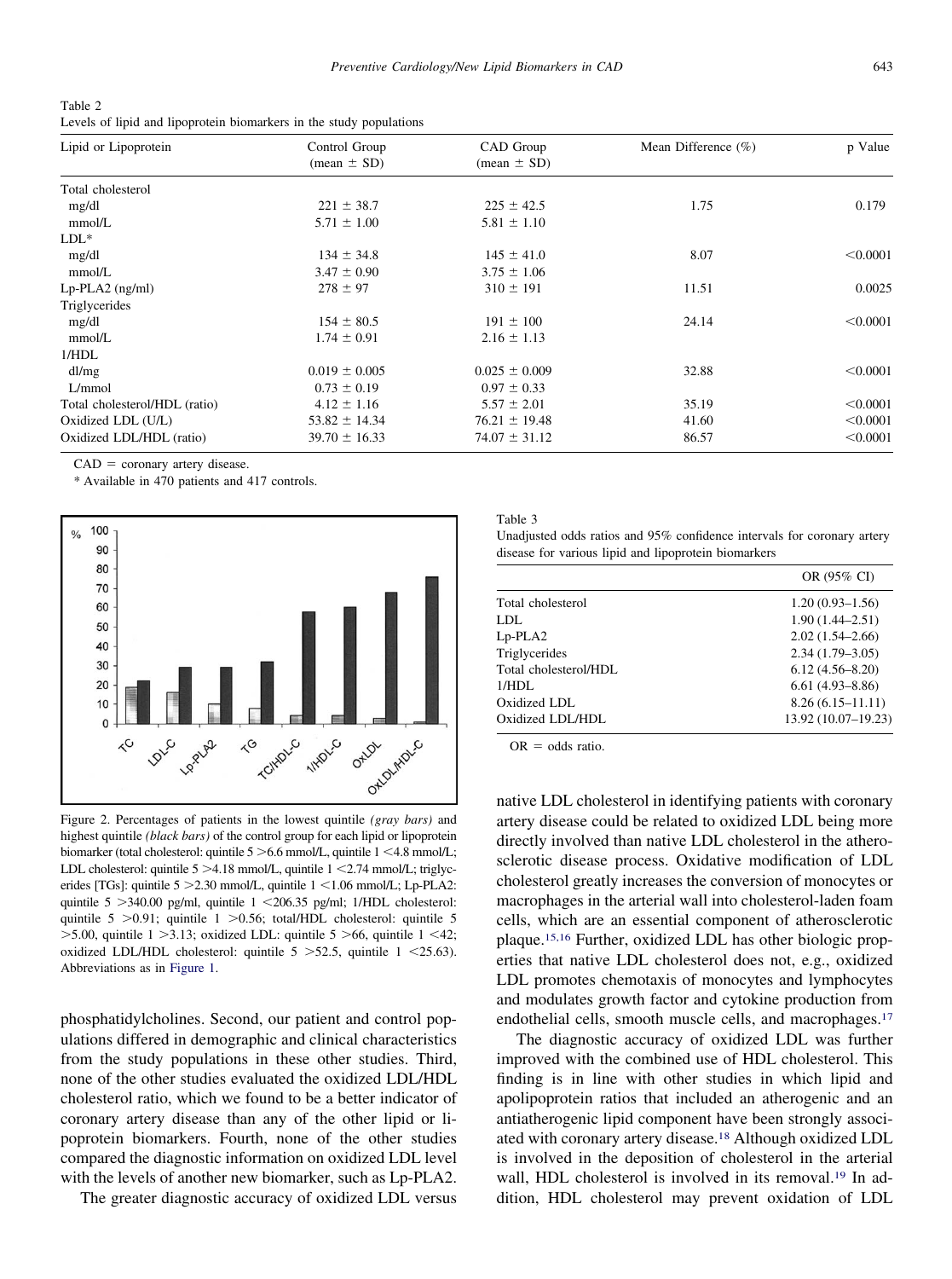Table 2
Levels of lipid and lipoprotein biomarkers in the study populations

| Lipid or Lipoprotein | Control Group (mean ± SD) | CAD Group (mean ± SD) | Mean Difference (%) | p Value |
|---|---|---|---|---|
| Total cholesterol | | | | |
| mg/dl | 221 ± 38.7 | 225 ± 42.5 | 1.75 | 0.179 |
| mmol/L | 5.71 ± 1.00 | 5.81 ± 1.10 | | |
| LDL* | | | | |
| mg/dl | 134 ± 34.8 | 145 ± 41.0 | 8.07 | <0.0001 |
| mmol/L | 3.47 ± 0.90 | 3.75 ± 1.06 | | |
| Lp-PLA2 (ng/ml) | 278 ± 97 | 310 ± 191 | 11.51 | 0.0025 |
| Triglycerides | | | | |
| mg/dl | 154 ± 80.5 | 191 ± 100 | 24.14 | <0.0001 |
| mmol/L | 1.74 ± 0.91 | 2.16 ± 1.13 | | |
| 1/HDL | | | | |
| dl/mg | 0.019 ± 0.005 | 0.025 ± 0.009 | 32.88 | <0.0001 |
| L/mmol | 0.73 ± 0.19 | 0.97 ± 0.33 | | |
| Total cholesterol/HDL (ratio) | 4.12 ± 1.16 | 5.57 ± 2.01 | 35.19 | <0.0001 |
| Oxidized LDL (U/L) | 53.82 ± 14.34 | 76.21 ± 19.48 | 41.60 | <0.0001 |
| Oxidized LDL/HDL (ratio) | 39.70 ± 16.33 | 74.07 ± 31.12 | 86.57 | <0.0001 |

CAD = coronary artery disease.

\* Available in 470 patients and 417 controls.

Figure 2. Percentages of patients in the lowest quintile *(gray bars)* and highest quintile *(black bars)* of the control group for each lipid or lipoprotein biomarker (total cholesterol: quintile 5 >6.6 mmol/L, quintile 1 <4.8 mmol/L; LDL cholesterol: quintile 5 >4.18 mmol/L, quintile 1 <2.74 mmol/L; triglycerides [TGs]: quintile 5 >2.30 mmol/L, quintile 1 <1.06 mmol/L; Lp-PLA2: quintile 5 >340.00 pg/ml, quintile 1 <206.35 pg/ml; 1/HDL cholesterol: quintile 5 >0.91; quintile 1 >0.56; total/HDL cholesterol: quintile 5 >5.00, quintile 1 >3.13; oxidized LDL: quintile 5 >66, quintile 1 <42; oxidized LDL/HDL cholesterol: quintile 5 >52.5, quintile 1 <25.63). Abbreviations as in Figure 1.

Table 3
Unadjusted odds ratios and 95% confidence intervals for coronary artery disease for various lipid and lipoprotein biomarkers

| | OR (95% CI) |
|---|---|
| Total cholesterol | 1.20 (0.93–1.56) |
| LDL | 1.90 (1.44–2.51) |
| Lp-PLA2 | 2.02 (1.54–2.66) |
| Triglycerides | 2.34 (1.79–3.05) |
| Total cholesterol/HDL | 6.12 (4.56–8.20) |
| 1/HDL | 6.61 (4.93–8.86) |
| Oxidized LDL | 8.26 (6.15–11.11) |
| Oxidized LDL/HDL | 13.92 (10.07–19.23) |

OR = odds ratio.

phosphatidylcholines. Second, our patient and control populations differed in demographic and clinical characteristics from the study populations in these other studies. Third, none of the other studies evaluated the oxidized LDL/HDL cholesterol ratio, which we found to be a better indicator of coronary artery disease than any of the other lipid or lipoprotein biomarkers. Fourth, none of the other studies compared the diagnostic information on oxidized LDL level with the levels of another new biomarker, such as Lp-PLA2.

The greater diagnostic accuracy of oxidized LDL versus native LDL cholesterol in identifying patients with coronary artery disease could be related to oxidized LDL being more directly involved than native LDL cholesterol in the atherosclerotic disease process. Oxidative modification of LDL cholesterol greatly increases the conversion of monocytes or macrophages in the arterial wall into cholesterol-laden foam cells, which are an essential component of atherosclerotic plaque.[15,16] Further, oxidized LDL has other biologic properties that native LDL cholesterol does not, e.g., oxidized LDL promotes chemotaxis of monocytes and lymphocytes and modulates growth factor and cytokine production from endothelial cells, smooth muscle cells, and macrophages.[17]

The diagnostic accuracy of oxidized LDL was further improved with the combined use of HDL cholesterol. This finding is in line with other studies in which lipid and apolipoprotein ratios that included an atherogenic and an antiatherogenic lipid component have been strongly associated with coronary artery disease.[18] Although oxidized LDL is involved in the deposition of cholesterol in the arterial wall, HDL cholesterol is involved in its removal.[19] In addition, HDL cholesterol may prevent oxidation of LDL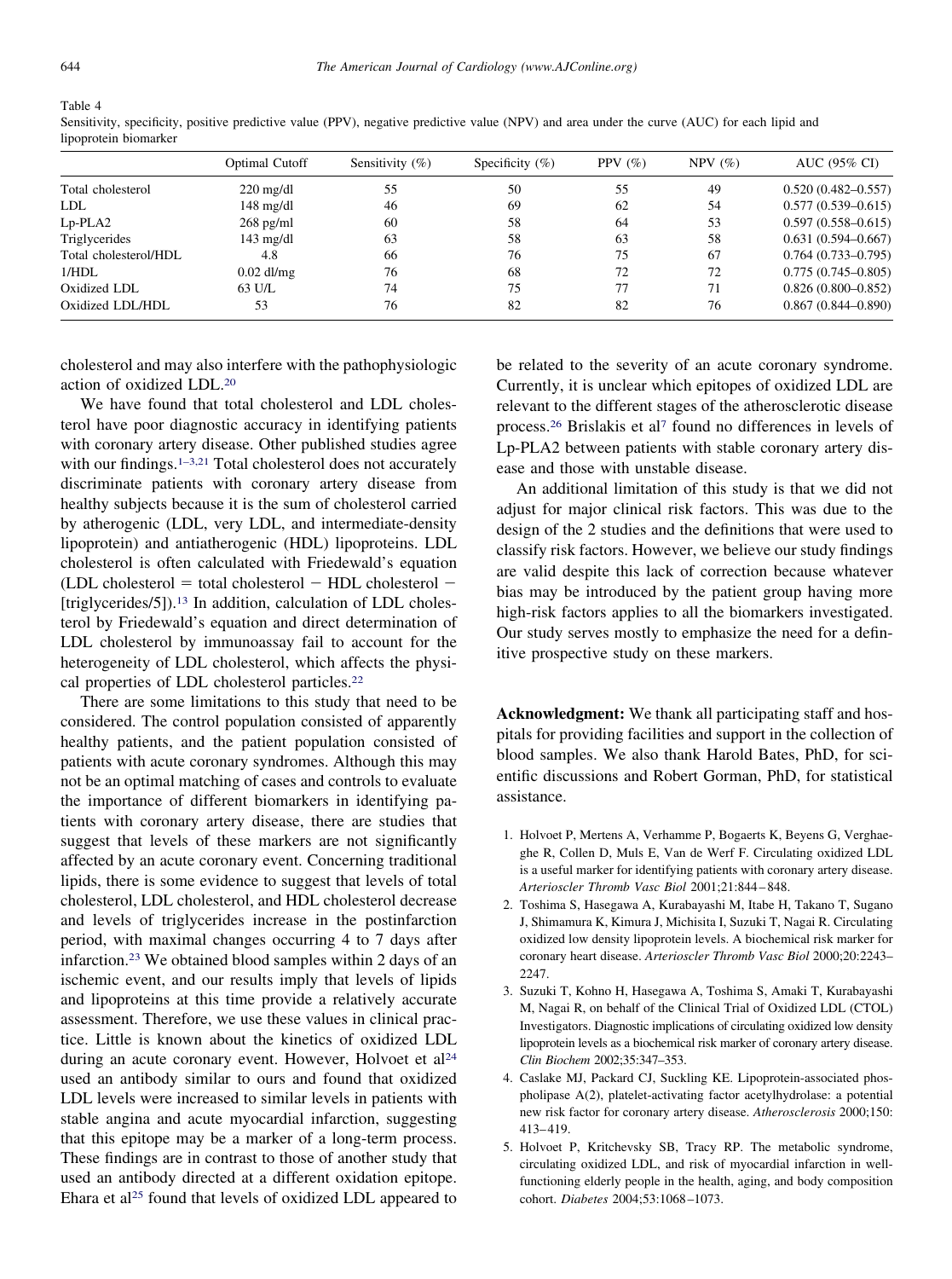Table 4
Sensitivity, specificity, positive predictive value (PPV), negative predictive value (NPV) and area under the curve (AUC) for each lipid and lipoprotein biomarker

| | Optimal Cutoff | Sensitivity (%) | Specificity (%) | PPV (%) | NPV (%) | AUC (95% CI) |
|---|---|---|---|---|---|---|
| Total cholesterol | 220 mg/dl | 55 | 50 | 55 | 49 | 0.520 (0.482–0.557) |
| LDL | 148 mg/dl | 46 | 69 | 62 | 54 | 0.577 (0.539–0.615) |
| Lp-PLA2 | 268 pg/ml | 60 | 58 | 64 | 53 | 0.597 (0.558–0.615) |
| Triglycerides | 143 mg/dl | 63 | 58 | 63 | 58 | 0.631 (0.594–0.667) |
| Total cholesterol/HDL | 4.8 | 66 | 76 | 75 | 67 | 0.764 (0.733–0.795) |
| 1/HDL | 0.02 dl/mg | 76 | 68 | 72 | 72 | 0.775 (0.745–0.805) |
| Oxidized LDL | 63 U/L | 74 | 75 | 77 | 71 | 0.826 (0.800–0.852) |
| Oxidized LDL/HDL | 53 | 76 | 82 | 82 | 76 | 0.867 (0.844–0.890) |

cholesterol and may also interfere with the pathophysiologic action of oxidized LDL.[20]

We have found that total cholesterol and LDL cholesterol have poor diagnostic accuracy in identifying patients with coronary artery disease. Other published studies agree with our findings.[1–3,21] Total cholesterol does not accurately discriminate patients with coronary artery disease from healthy subjects because it is the sum of cholesterol carried by atherogenic (LDL, very LDL, and intermediate-density lipoprotein) and antiatherogenic (HDL) lipoproteins. LDL cholesterol is often calculated with Friedewald's equation (LDL cholesterol = total cholesterol − HDL cholesterol − [triglycerides/5]).[13] In addition, calculation of LDL cholesterol by Friedewald's equation and direct determination of LDL cholesterol by immunoassay fail to account for the heterogeneity of LDL cholesterol, which affects the physical properties of LDL cholesterol particles.[22]

There are some limitations to this study that need to be considered. The control population consisted of apparently healthy patients, and the patient population consisted of patients with acute coronary syndromes. Although this may not be an optimal matching of cases and controls to evaluate the importance of different biomarkers in identifying patients with coronary artery disease, there are studies that suggest that levels of these markers are not significantly affected by an acute coronary event. Concerning traditional lipids, there is some evidence to suggest that levels of total cholesterol, LDL cholesterol, and HDL cholesterol decrease and levels of triglycerides increase in the postinfarction period, with maximal changes occurring 4 to 7 days after infarction.[23] We obtained blood samples within 2 days of an ischemic event, and our results imply that levels of lipids and lipoproteins at this time provide a relatively accurate assessment. Therefore, we use these values in clinical practice. Little is known about the kinetics of oxidized LDL during an acute coronary event. However, Holvoet et al[24] used an antibody similar to ours and found that oxidized LDL levels were increased to similar levels in patients with stable angina and acute myocardial infarction, suggesting that this epitope may be a marker of a long-term process. These findings are in contrast to those of another study that used an antibody directed at a different oxidation epitope. Ehara et al[25] found that levels of oxidized LDL appeared to be related to the severity of an acute coronary syndrome. Currently, it is unclear which epitopes of oxidized LDL are relevant to the different stages of the atherosclerotic disease process.[26] Brislakis et al[7] found no differences in levels of Lp-PLA2 between patients with stable coronary artery disease and those with unstable disease.

An additional limitation of this study is that we did not adjust for major clinical risk factors. This was due to the design of the 2 studies and the definitions that were used to classify risk factors. However, we believe our study findings are valid despite this lack of correction because whatever bias may be introduced by the patient group having more high-risk factors applies to all the biomarkers investigated. Our study serves mostly to emphasize the need for a definitive prospective study on these markers.

**Acknowledgment:** We thank all participating staff and hospitals for providing facilities and support in the collection of blood samples. We also thank Harold Bates, PhD, for scientific discussions and Robert Gorman, PhD, for statistical assistance.

1. Holvoet P, Mertens A, Verhamme P, Bogaerts K, Beyens G, Verghaeghe R, Collen D, Muls E, Van de Werf F. Circulating oxidized LDL is a useful marker for identifying patients with coronary artery disease. *Arterioscler Thromb Vasc Biol* 2001;21:844–848.
2. Toshima S, Hasegawa A, Kurabayashi M, Itabe H, Takano T, Sugano J, Shimamura K, Kimura J, Michisita I, Suzuki T, Nagai R. Circulating oxidized low density lipoprotein levels. A biochemical risk marker for coronary heart disease. *Arterioscler Thromb Vasc Biol* 2000;20:2243–2247.
3. Suzuki T, Kohno H, Hasegawa A, Toshima S, Amaki T, Kurabayashi M, Nagai R, on behalf of the Clinical Trial of Oxidized LDL (CTOL) Investigators. Diagnostic implications of circulating oxidized low density lipoprotein levels as a biochemical risk marker of coronary artery disease. *Clin Biochem* 2002;35:347–353.
4. Caslake MJ, Packard CJ, Suckling KE. Lipoprotein-associated phospholipase A(2), platelet-activating factor acetylhydrolase: a potential new risk factor for coronary artery disease. *Atherosclerosis* 2000;150: 413–419.
5. Holvoet P, Kritchevsky SB, Tracy RP. The metabolic syndrome, circulating oxidized LDL, and risk of myocardial infarction in well-functioning elderly people in the health, aging, and body composition cohort. *Diabetes* 2004;53:1068–1073.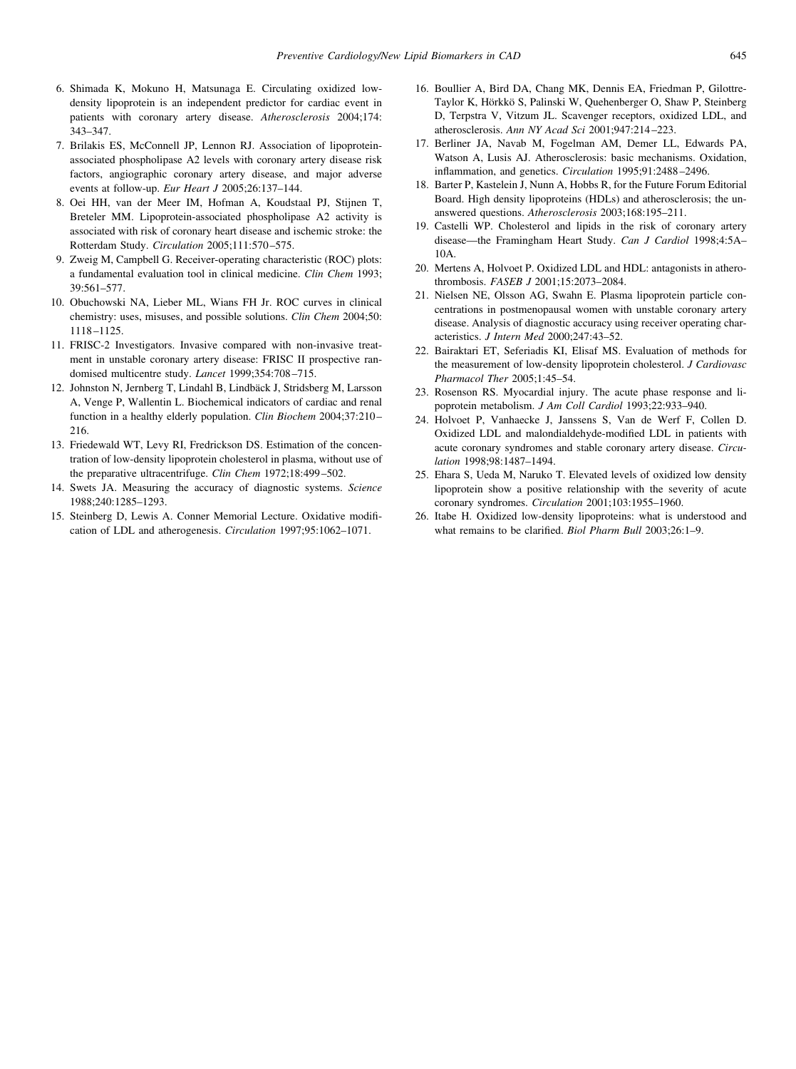6. Shimada K, Mokuno H, Matsunaga E. Circulating oxidized low-density lipoprotein is an independent predictor for cardiac event in patients with coronary artery disease. *Atherosclerosis* 2004;174: 343–347.
7. Brilakis ES, McConnell JP, Lennon RJ. Association of lipoprotein-associated phospholipase A2 levels with coronary artery disease risk factors, angiographic coronary artery disease, and major adverse events at follow-up. *Eur Heart J* 2005;26:137–144.
8. Oei HH, van der Meer IM, Hofman A, Koudstaal PJ, Stijnen T, Breteler MM. Lipoprotein-associated phospholipase A2 activity is associated with risk of coronary heart disease and ischemic stroke: the Rotterdam Study. *Circulation* 2005;111:570–575.
9. Zweig M, Campbell G. Receiver-operating characteristic (ROC) plots: a fundamental evaluation tool in clinical medicine. *Clin Chem* 1993; 39:561–577.
10. Obuchowski NA, Lieber ML, Wians FH Jr. ROC curves in clinical chemistry: uses, misuses, and possible solutions. *Clin Chem* 2004;50: 1118–1125.
11. FRISC-2 Investigators. Invasive compared with non-invasive treatment in unstable coronary artery disease: FRISC II prospective randomised multicentre study. *Lancet* 1999;354:708–715.
12. Johnston N, Jernberg T, Lindahl B, Lindbäck J, Stridsberg M, Larsson A, Venge P, Wallentin L. Biochemical indicators of cardiac and renal function in a healthy elderly population. *Clin Biochem* 2004;37:210–216.
13. Friedewald WT, Levy RI, Fredrickson DS. Estimation of the concentration of low-density lipoprotein cholesterol in plasma, without use of the preparative ultracentrifuge. *Clin Chem* 1972;18:499–502.
14. Swets JA. Measuring the accuracy of diagnostic systems. *Science* 1988;240:1285–1293.
15. Steinberg D, Lewis A. Conner Memorial Lecture. Oxidative modification of LDL and atherogenesis. *Circulation* 1997;95:1062–1071.
16. Boullier A, Bird DA, Chang MK, Dennis EA, Friedman P, Gilottre-Taylor K, Hörkkö S, Palinski W, Quehenberger O, Shaw P, Steinberg D, Terpstra V, Vitzum JL. Scavenger receptors, oxidized LDL, and atherosclerosis. *Ann NY Acad Sci* 2001;947:214–223.
17. Berliner JA, Navab M, Fogelman AM, Demer LL, Edwards PA, Watson A, Lusis AJ. Atherosclerosis: basic mechanisms. Oxidation, inflammation, and genetics. *Circulation* 1995;91:2488–2496.
18. Barter P, Kastelein J, Nunn A, Hobbs R, for the Future Forum Editorial Board. High density lipoproteins (HDLs) and atherosclerosis; the unanswered questions. *Atherosclerosis* 2003;168:195–211.
19. Castelli WP. Cholesterol and lipids in the risk of coronary artery disease—the Framingham Heart Study. *Can J Cardiol* 1998;4:5A–10A.
20. Mertens A, Holvoet P. Oxidized LDL and HDL: antagonists in atherothrombosis. *FASEB J* 2001;15:2073–2084.
21. Nielsen NE, Olsson AG, Swahn E. Plasma lipoprotein particle concentrations in postmenopausal women with unstable coronary artery disease. Analysis of diagnostic accuracy using receiver operating characteristics. *J Intern Med* 2000;247:43–52.
22. Bairaktari ET, Seferiadis KI, Elisaf MS. Evaluation of methods for the measurement of low-density lipoprotein cholesterol. *J Cardiovasc Pharmacol Ther* 2005;1:45–54.
23. Rosenson RS. Myocardial injury. The acute phase response and lipoprotein metabolism. *J Am Coll Cardiol* 1993;22:933–940.
24. Holvoet P, Vanhaecke J, Janssens S, Van de Werf F, Collen D. Oxidized LDL and malondialdehyde-modified LDL in patients with acute coronary syndromes and stable coronary artery disease. *Circulation* 1998;98:1487–1494.
25. Ehara S, Ueda M, Naruko T. Elevated levels of oxidized low density lipoprotein show a positive relationship with the severity of acute coronary syndromes. *Circulation* 2001;103:1955–1960.
26. Itabe H. Oxidized low-density lipoproteins: what is understood and what remains to be clarified. *Biol Pharm Bull* 2003;26:1–9.